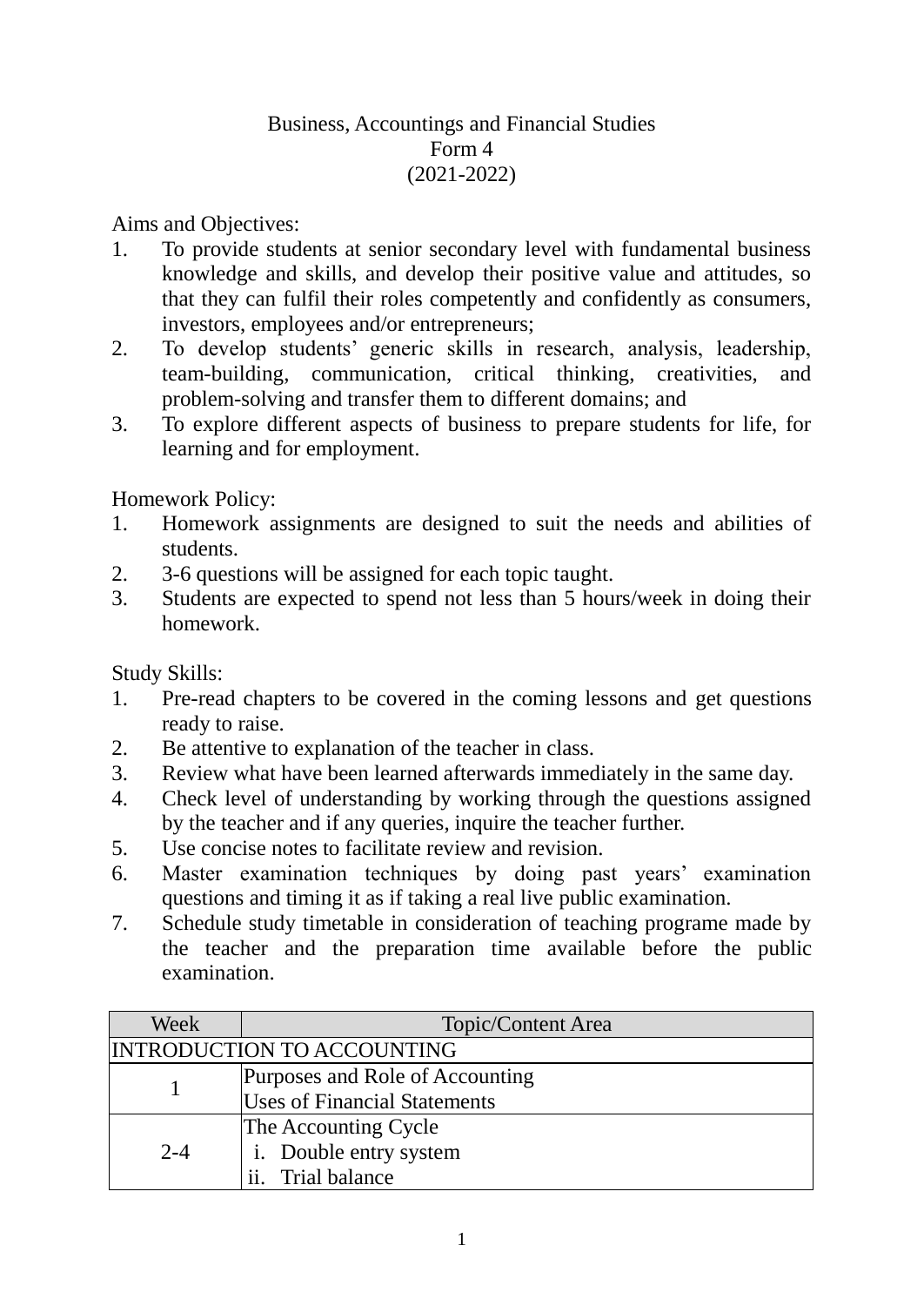# Business, Accountings and Financial Studies
## Form 4
## (2021-2022)

Aims and Objectives:

1. To provide students at senior secondary level with fundamental business knowledge and skills, and develop their positive value and attitudes, so that they can fulfil their roles competently and confidently as consumers, investors, employees and/or entrepreneurs;
2. To develop students' generic skills in research, analysis, leadership, team-building, communication, critical thinking, creativities, and problem-solving and transfer them to different domains; and
3. To explore different aspects of business to prepare students for life, for learning and for employment.

Homework Policy:

1. Homework assignments are designed to suit the needs and abilities of students.
2. 3-6 questions will be assigned for each topic taught.
3. Students are expected to spend not less than 5 hours/week in doing their homework.

Study Skills:

1. Pre-read chapters to be covered in the coming lessons and get questions ready to raise.
2. Be attentive to explanation of the teacher in class.
3. Review what have been learned afterwards immediately in the same day.
4. Check level of understanding by working through the questions assigned by the teacher and if any queries, inquire the teacher further.
5. Use concise notes to facilitate review and revision.
6. Master examination techniques by doing past years' examination questions and timing it as if taking a real live public examination.
7. Schedule study timetable in consideration of teaching programe made by the teacher and the preparation time available before the public examination.

| Week | Topic/Content Area |
|---|---|
| INTRODUCTION TO ACCOUNTING | |
| 1 | Purposes and Role of Accounting<br>Uses of Financial Statements |
| 2-4 | The Accounting Cycle<br>i. Double entry system<br>ii. Trial balance |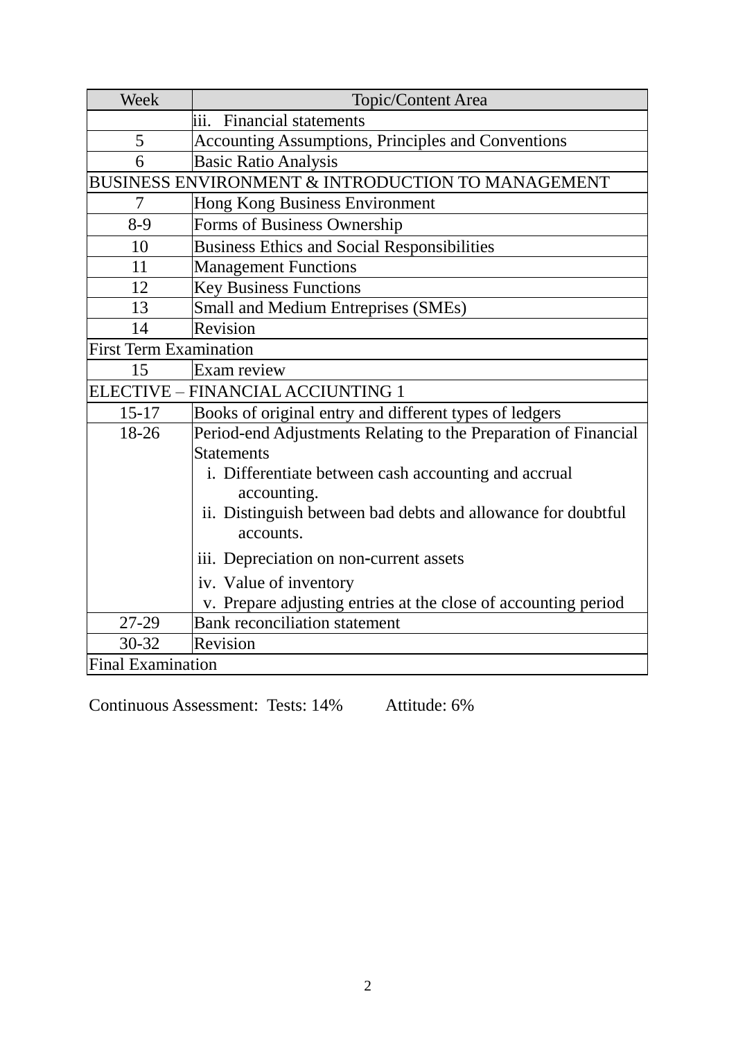| Week | Topic/Content Area |
|---|---|
| | iii. Financial statements |
| 5 | Accounting Assumptions, Principles and Conventions |
| 6 | Basic Ratio Analysis |
| BUSINESS ENVIRONMENT & INTRODUCTION TO MANAGEMENT | |
| 7 | Hong Kong Business Environment |
| 8-9 | Forms of Business Ownership |
| 10 | Business Ethics and Social Responsibilities |
| 11 | Management Functions |
| 12 | Key Business Functions |
| 13 | Small and Medium Entreprises (SMEs) |
| 14 | Revision |
| First Term Examination | |
| 15 | Exam review |
| ELECTIVE – FINANCIAL ACCIUNTING 1 | |
| 15-17 | Books of original entry and different types of ledgers |
| 18-26 | Period-end Adjustments Relating to the Preparation of Financial Statements<br>i. Differentiate between cash accounting and accrual accounting.<br>ii. Distinguish between bad debts and allowance for doubtful accounts.<br>iii. Depreciation on non-current assets<br>iv. Value of inventory<br>v. Prepare adjusting entries at the close of accounting period |
| 27-29 | Bank reconciliation statement |
| 30-32 | Revision |
| Final Examination | |

Continuous Assessment: Tests: 14% Attitude: 6%